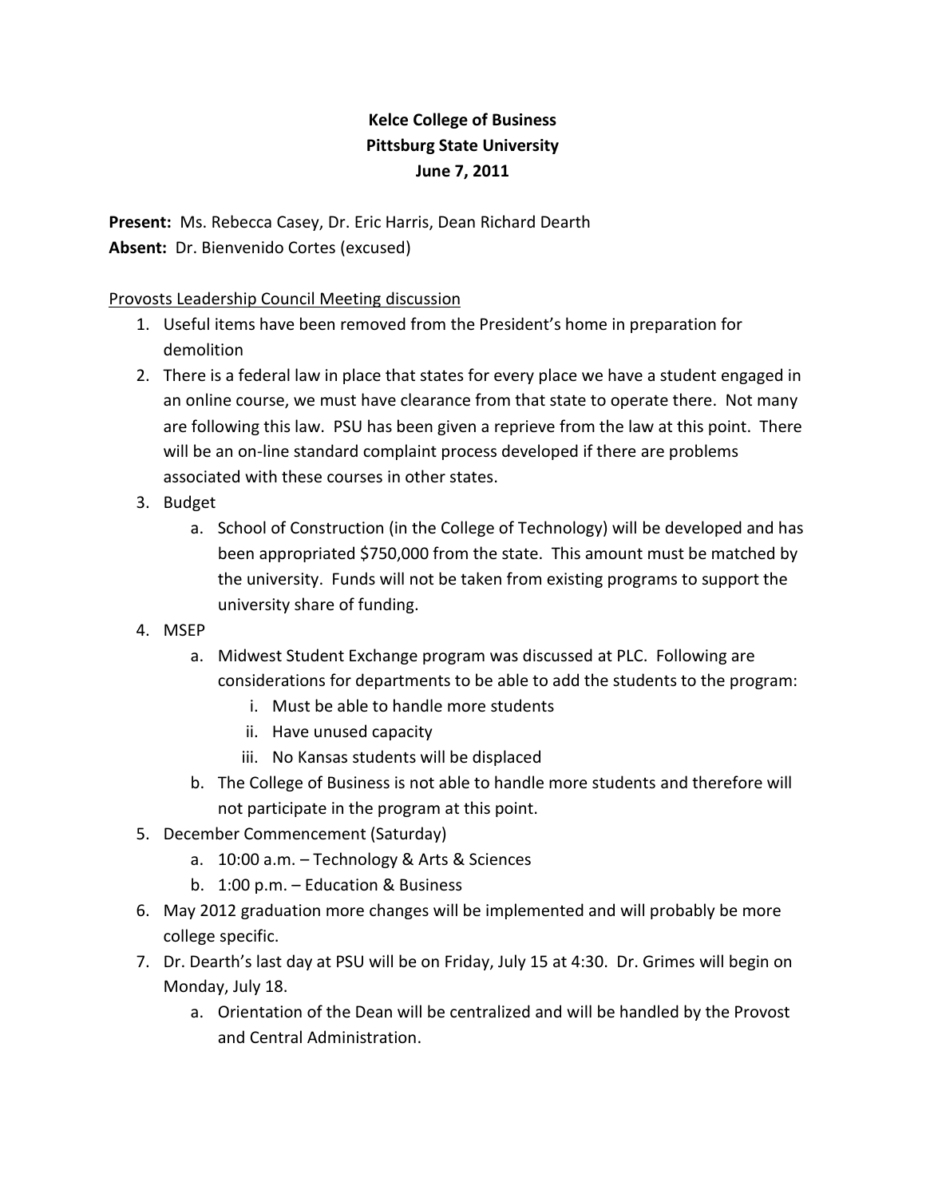**Kelce College of Business**
**Pittsburg State University**
**June 7, 2011**

**Present:** Ms. Rebecca Casey, Dr. Eric Harris, Dean Richard Dearth
**Absent:** Dr. Bienvenido Cortes (excused)

Provosts Leadership Council Meeting discussion

1. Useful items have been removed from the President's home in preparation for demolition
2. There is a federal law in place that states for every place we have a student engaged in an online course, we must have clearance from that state to operate there. Not many are following this law. PSU has been given a reprieve from the law at this point. There will be an on-line standard complaint process developed if there are problems associated with these courses in other states.
3. Budget
    a. School of Construction (in the College of Technology) will be developed and has been appropriated $750,000 from the state. This amount must be matched by the university. Funds will not be taken from existing programs to support the university share of funding.
4. MSEP
    a. Midwest Student Exchange program was discussed at PLC. Following are considerations for departments to be able to add the students to the program:
        i. Must be able to handle more students
        ii. Have unused capacity
        iii. No Kansas students will be displaced
    b. The College of Business is not able to handle more students and therefore will not participate in the program at this point.
5. December Commencement (Saturday)
    a. 10:00 a.m. – Technology & Arts & Sciences
    b. 1:00 p.m. – Education & Business
6. May 2012 graduation more changes will be implemented and will probably be more college specific.
7. Dr. Dearth's last day at PSU will be on Friday, July 15 at 4:30. Dr. Grimes will begin on Monday, July 18.
    a. Orientation of the Dean will be centralized and will be handled by the Provost and Central Administration.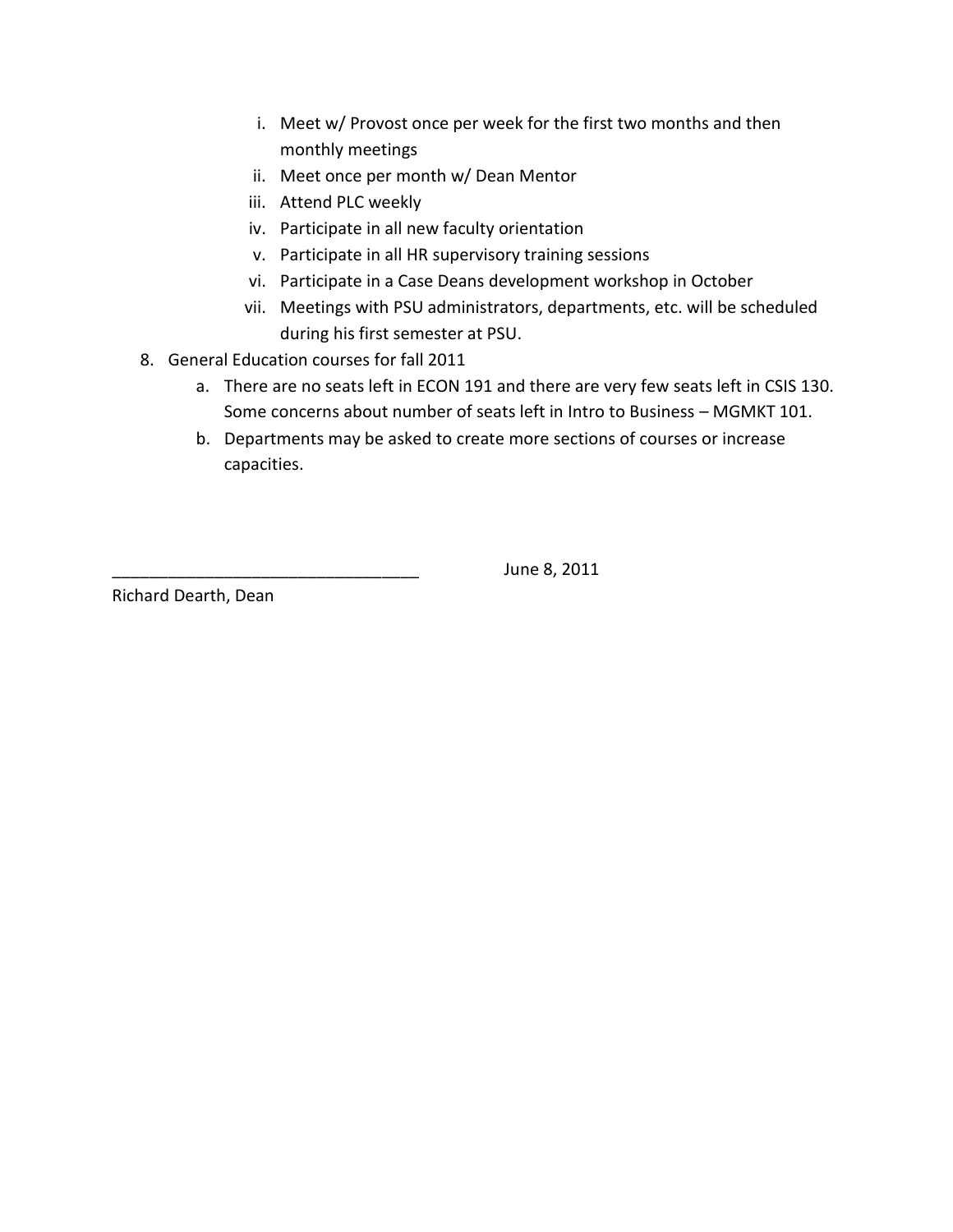i. Meet w/ Provost once per week for the first two months and then monthly meetings
   ii. Meet once per month w/ Dean Mentor
   iii. Attend PLC weekly
   iv. Participate in all new faculty orientation
   v. Participate in all HR supervisory training sessions
   vi. Participate in a Case Deans development workshop in October
   vii. Meetings with PSU administrators, departments, etc. will be scheduled during his first semester at PSU.

8. General Education courses for fall 2011
   a. There are no seats left in ECON 191 and there are very few seats left in CSIS 130. Some concerns about number of seats left in Intro to Business – MGMKT 101.
   b. Departments may be asked to create more sections of courses or increase capacities.

_________________________________ June 8, 2011

Richard Dearth, Dean